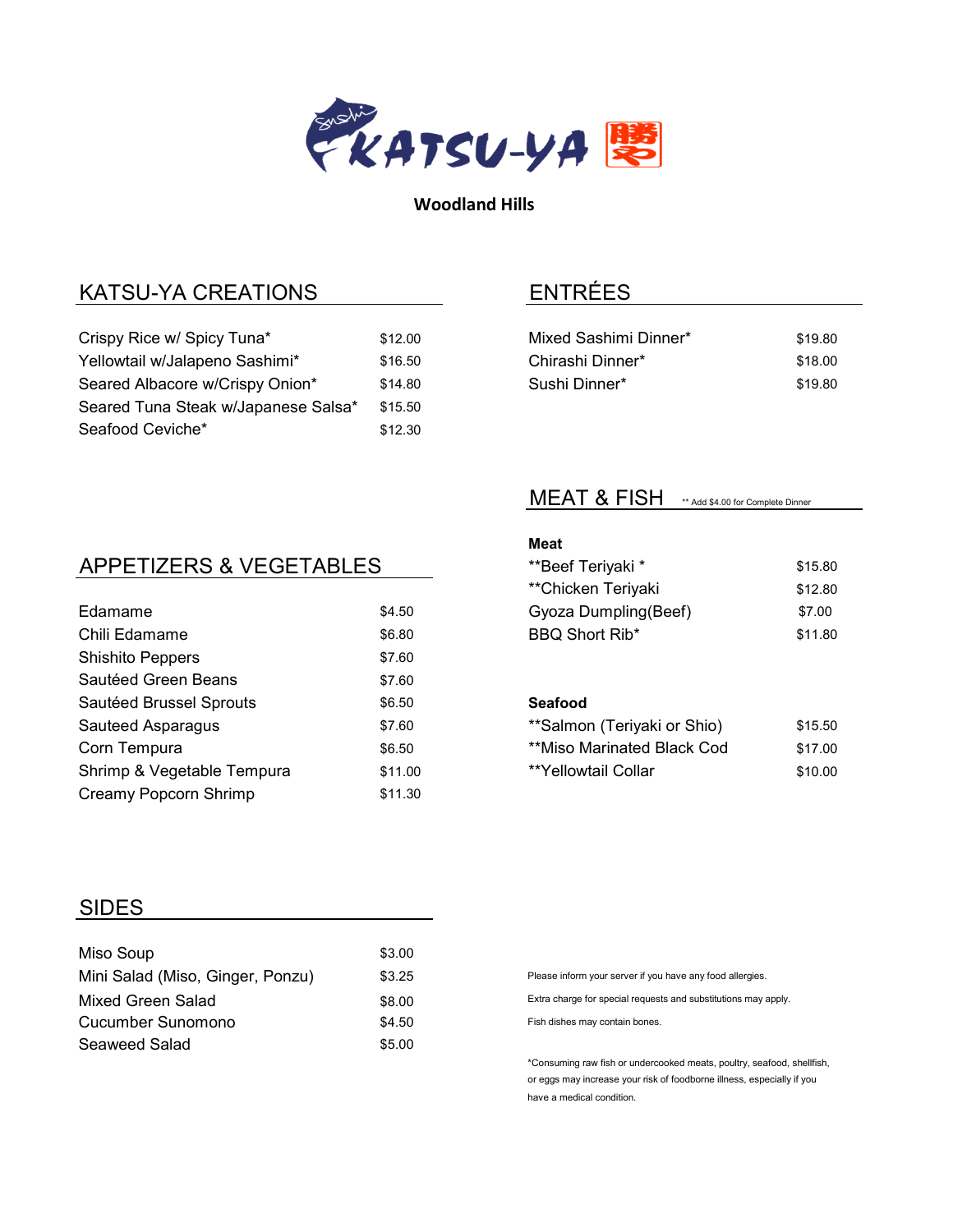# KATSU-YA

**Woodland Hills**

## KATSU-YA CREATIONS

| | |
|---|---|
| Crispy Rice w/ Spicy Tuna* | $12.00 |
| Yellowtail w/Jalapeno Sashimi* | $16.50 |
| Seared Albacore w/Crispy Onion* | $14.80 |
| Seared Tuna Steak w/Japanese Salsa* | $15.50 |
| Seafood Ceviche* | $12.30 |

## APPETIZERS & VEGETABLES

| | |
|---|---|
| Edamame | $4.50 |
| Chili Edamame | $6.80 |
| Shishito Peppers | $7.60 |
| Sautéed Green Beans | $7.60 |
| Sautéed Brussel Sprouts | $6.50 |
| Sauteed Asparagus | $7.60 |
| Corn Tempura | $6.50 |
| Shrimp & Vegetable Tempura | $11.00 |
| Creamy Popcorn Shrimp | $11.30 |

## SIDES

| | |
|---|---|
| Miso Soup | $3.00 |
| Mini Salad (Miso, Ginger, Ponzu) | $3.25 |
| Mixed Green Salad | $8.00 |
| Cucumber Sunomono | $4.50 |
| Seaweed Salad | $5.00 |

## ENTRÉES

| | |
|---|---|
| Mixed Sashimi Dinner* | $19.80 |
| Chirashi Dinner* | $18.00 |
| Sushi Dinner* | $19.80 |

## MEAT & FISH

** Add $4.00 for Complete Dinner

**Meat**

| | |
|---|---|
| **Beef Teriyaki * | $15.80 |
| **Chicken Teriyaki | $12.80 |
| Gyoza Dumpling(Beef) | $7.00 |
| BBQ Short Rib* | $11.80 |

**Seafood**

| | |
|---|---|
| **Salmon (Teriyaki or Shio) | $15.50 |
| **Miso Marinated Black Cod | $17.00 |
| **Yellowtail Collar | $10.00 |

Please inform your server if you have any food allergies.

Extra charge for special requests and substitutions may apply.

Fish dishes may contain bones.

*Consuming raw fish or undercooked meats, poultry, seafood, shellfish, or eggs may increase your risk of foodborne illness, especially if you have a medical condition.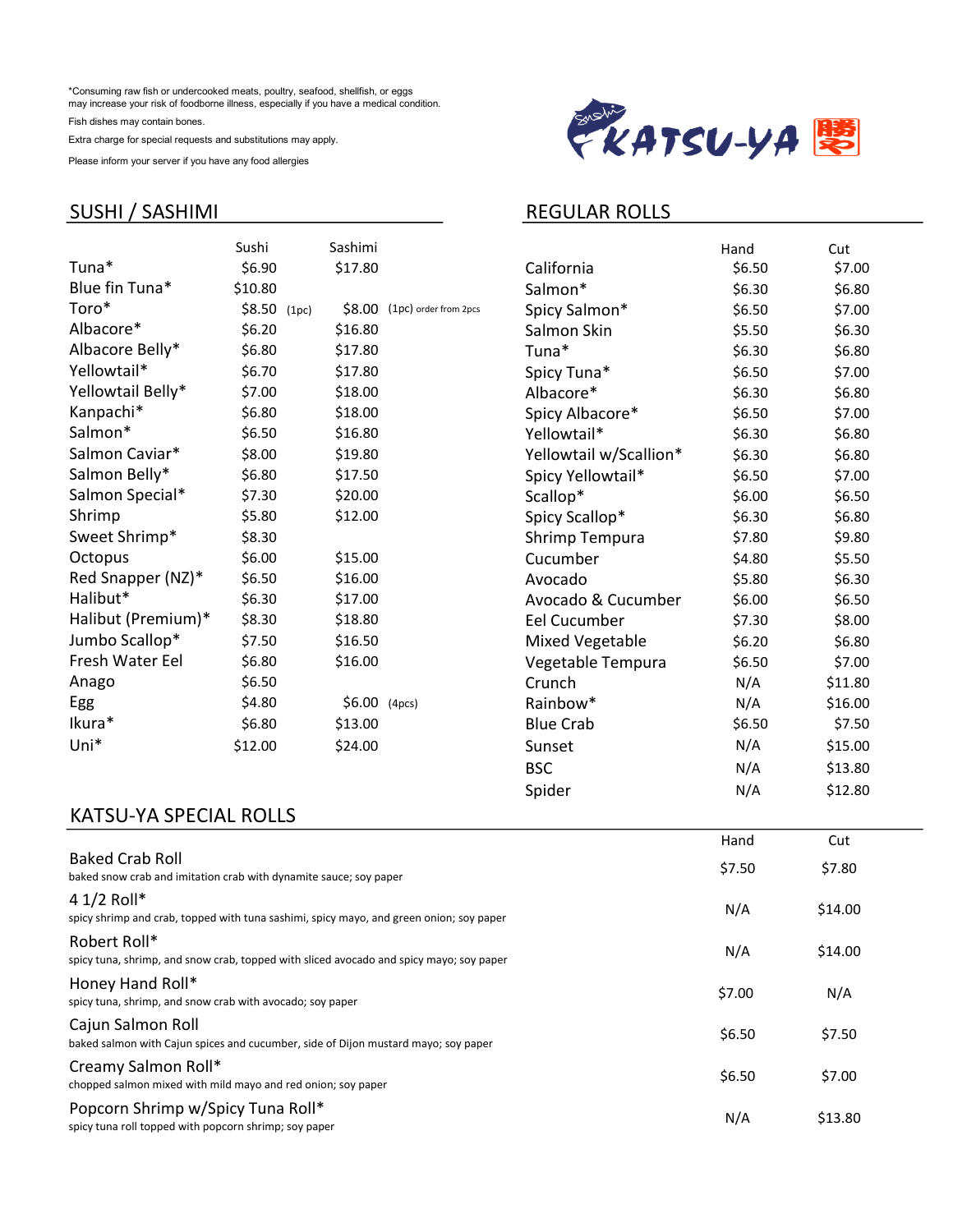*Consuming raw fish or undercooked meats, poultry, seafood, shellfish, or eggs may increase your risk of foodborne illness, especially if you have a medical condition.

Fish dishes may contain bones.

Extra charge for special requests and substitutions may apply.

Please inform your server if you have any food allergies

KATSU-YA 勝

## SUSHI / SASHIMI

| | Sushi | Sashimi |
|---|---|---|
| Tuna* | $6.90 | $17.80 |
| Blue fin Tuna* | $10.80 | |
| Toro* | $8.50 (1pc) | $8.00 (1pc) order from 2pcs |
| Albacore* | $6.20 | $16.80 |
| Albacore Belly* | $6.80 | $17.80 |
| Yellowtail* | $6.70 | $17.80 |
| Yellowtail Belly* | $7.00 | $18.00 |
| Kanpachi* | $6.80 | $18.00 |
| Salmon* | $6.50 | $16.80 |
| Salmon Caviar* | $8.00 | $19.80 |
| Salmon Belly* | $6.80 | $17.50 |
| Salmon Special* | $7.30 | $20.00 |
| Shrimp | $5.80 | $12.00 |
| Sweet Shrimp* | $8.30 | |
| Octopus | $6.00 | $15.00 |
| Red Snapper (NZ)* | $6.50 | $16.00 |
| Halibut* | $6.30 | $17.00 |
| Halibut (Premium)* | $8.30 | $18.80 |
| Jumbo Scallop* | $7.50 | $16.50 |
| Fresh Water Eel | $6.80 | $16.00 |
| Anago | $6.50 | |
| Egg | $4.80 | $6.00 (4pcs) |
| Ikura* | $6.80 | $13.00 |
| Uni* | $12.00 | $24.00 |

## REGULAR ROLLS

| | Hand | Cut |
|---|---|---|
| California | $6.50 | $7.00 |
| Salmon* | $6.30 | $6.80 |
| Spicy Salmon* | $6.50 | $7.00 |
| Salmon Skin | $5.50 | $6.30 |
| Tuna* | $6.30 | $6.80 |
| Spicy Tuna* | $6.50 | $7.00 |
| Albacore* | $6.30 | $6.80 |
| Spicy Albacore* | $6.50 | $7.00 |
| Yellowtail* | $6.30 | $6.80 |
| Yellowtail w/Scallion* | $6.30 | $6.80 |
| Spicy Yellowtail* | $6.50 | $7.00 |
| Scallop* | $6.00 | $6.50 |
| Spicy Scallop* | $6.30 | $6.80 |
| Shrimp Tempura | $7.80 | $9.80 |
| Cucumber | $4.80 | $5.50 |
| Avocado | $5.80 | $6.30 |
| Avocado & Cucumber | $6.00 | $6.50 |
| Eel Cucumber | $7.30 | $8.00 |
| Mixed Vegetable | $6.20 | $6.80 |
| Vegetable Tempura | $6.50 | $7.00 |
| Crunch | N/A | $11.80 |
| Rainbow* | N/A | $16.00 |
| Blue Crab | $6.50 | $7.50 |
| Sunset | N/A | $15.00 |
| BSC | N/A | $13.80 |
| Spider | N/A | $12.80 |

## KATSU-YA SPECIAL ROLLS

| | Hand | Cut |
|---|---|---|
| Baked Crab Roll<br>baked snow crab and imitation crab with dynamite sauce; soy paper | $7.50 | $7.80 |
| 4 1/2 Roll*<br>spicy shrimp and crab, topped with tuna sashimi, spicy mayo, and green onion; soy paper | N/A | $14.00 |
| Robert Roll*<br>spicy tuna, shrimp, and snow crab, topped with sliced avocado and spicy mayo; soy paper | N/A | $14.00 |
| Honey Hand Roll*<br>spicy tuna, shrimp, and snow crab with avocado; soy paper | $7.00 | N/A |
| Cajun Salmon Roll<br>baked salmon with Cajun spices and cucumber, side of Dijon mustard mayo; soy paper | $6.50 | $7.50 |
| Creamy Salmon Roll*<br>chopped salmon mixed with mild mayo and red onion; soy paper | $6.50 | $7.00 |
| Popcorn Shrimp w/Spicy Tuna Roll*<br>spicy tuna roll topped with popcorn shrimp; soy paper | N/A | $13.80 |